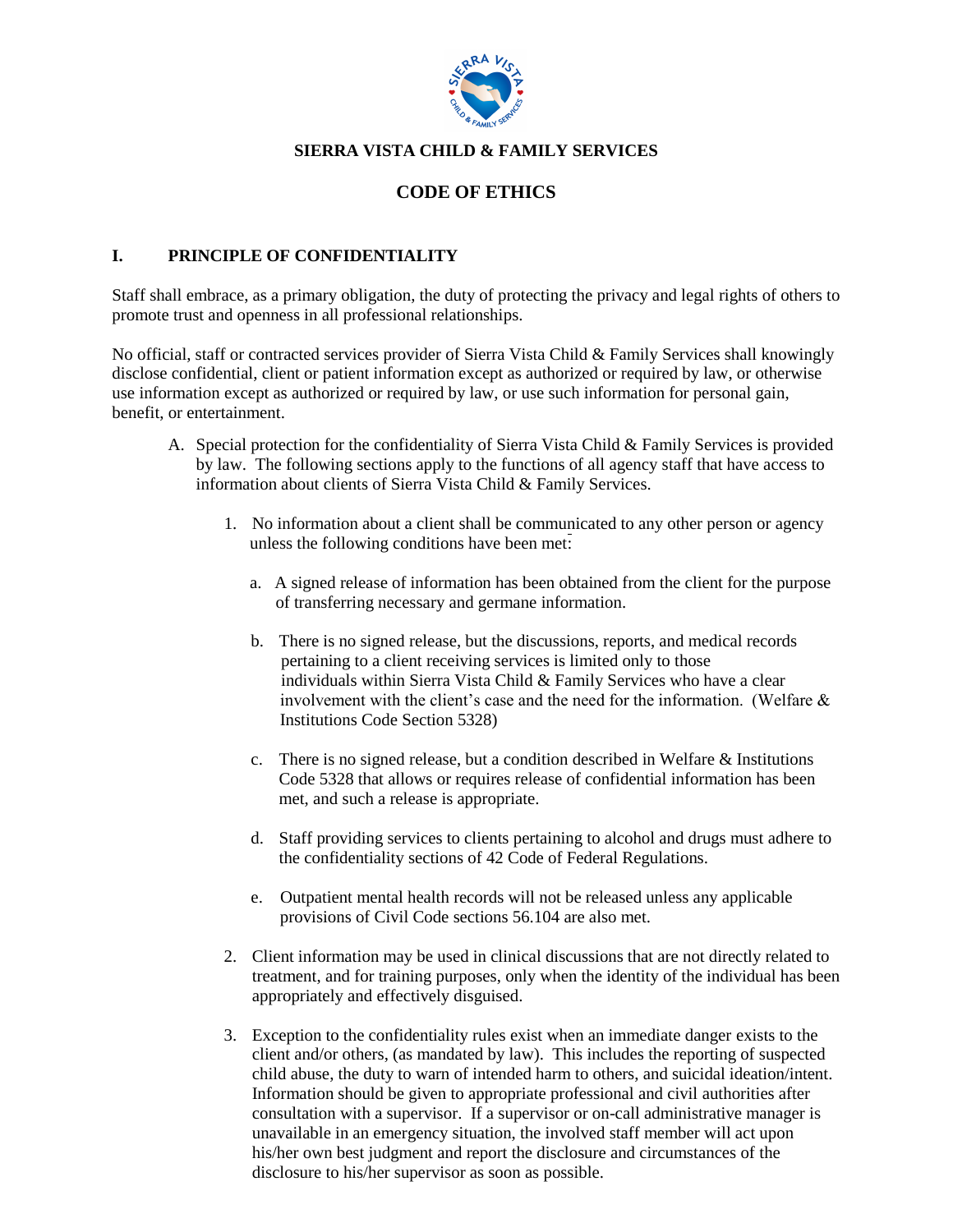# SIERRA VISTA CHILD & FAMILY SERVICES

## CODE OF ETHICS

### I. PRINCIPLE OF CONFIDENTIALITY

Staff shall embrace, as a primary obligation, the duty of protecting the privacy and legal rights of others to promote trust and openness in all professional relationships.

No official, staff or contracted services provider of Sierra Vista Child & Family Services shall knowingly disclose confidential, client or patient information except as authorized or required by law, or otherwise use information except as authorized or required by law, or use such information for personal gain, benefit, or entertainment.

A. Special protection for the confidentiality of Sierra Vista Child & Family Services is provided by law. The following sections apply to the functions of all agency staff that have access to information about clients of Sierra Vista Child & Family Services.

   1. No information about a client shall be communicated to any other person or agency unless the following conditions have been met:

      a. A signed release of information has been obtained from the client for the purpose of transferring necessary and germane information.

      b. There is no signed release, but the discussions, reports, and medical records pertaining to a client receiving services is limited only to those individuals within Sierra Vista Child & Family Services who have a clear involvement with the client's case and the need for the information. (Welfare & Institutions Code Section 5328)

      c. There is no signed release, but a condition described in Welfare & Institutions Code 5328 that allows or requires release of confidential information has been met, and such a release is appropriate.

      d. Staff providing services to clients pertaining to alcohol and drugs must adhere to the confidentiality sections of 42 Code of Federal Regulations.

      e. Outpatient mental health records will not be released unless any applicable provisions of Civil Code sections 56.104 are also met.

   2. Client information may be used in clinical discussions that are not directly related to treatment, and for training purposes, only when the identity of the individual has been appropriately and effectively disguised.

   3. Exception to the confidentiality rules exist when an immediate danger exists to the client and/or others, (as mandated by law). This includes the reporting of suspected child abuse, the duty to warn of intended harm to others, and suicidal ideation/intent. Information should be given to appropriate professional and civil authorities after consultation with a supervisor. If a supervisor or on-call administrative manager is unavailable in an emergency situation, the involved staff member will act upon his/her own best judgment and report the disclosure and circumstances of the disclosure to his/her supervisor as soon as possible.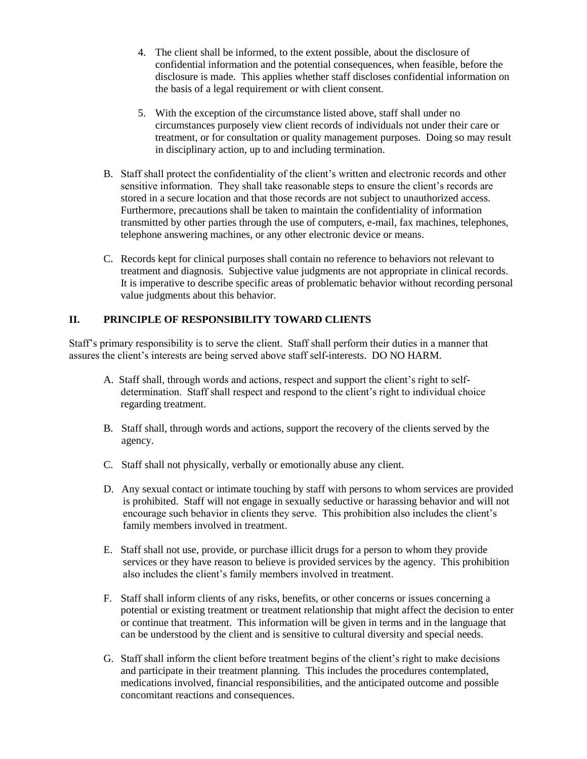4. The client shall be informed, to the extent possible, about the disclosure of confidential information and the potential consequences, when feasible, before the disclosure is made. This applies whether staff discloses confidential information on the basis of a legal requirement or with client consent.

5. With the exception of the circumstance listed above, staff shall under no circumstances purposely view client records of individuals not under their care or treatment, or for consultation or quality management purposes. Doing so may result in disciplinary action, up to and including termination.

B. Staff shall protect the confidentiality of the client's written and electronic records and other sensitive information. They shall take reasonable steps to ensure the client's records are stored in a secure location and that those records are not subject to unauthorized access. Furthermore, precautions shall be taken to maintain the confidentiality of information transmitted by other parties through the use of computers, e-mail, fax machines, telephones, telephone answering machines, or any other electronic device or means.

C. Records kept for clinical purposes shall contain no reference to behaviors not relevant to treatment and diagnosis. Subjective value judgments are not appropriate in clinical records. It is imperative to describe specific areas of problematic behavior without recording personal value judgments about this behavior.

## II. PRINCIPLE OF RESPONSIBILITY TOWARD CLIENTS

Staff's primary responsibility is to serve the client. Staff shall perform their duties in a manner that assures the client's interests are being served above staff self-interests. DO NO HARM.

A. Staff shall, through words and actions, respect and support the client's right to self-determination. Staff shall respect and respond to the client's right to individual choice regarding treatment.

B. Staff shall, through words and actions, support the recovery of the clients served by the agency.

C. Staff shall not physically, verbally or emotionally abuse any client.

D. Any sexual contact or intimate touching by staff with persons to whom services are provided is prohibited. Staff will not engage in sexually seductive or harassing behavior and will not encourage such behavior in clients they serve. This prohibition also includes the client's family members involved in treatment.

E. Staff shall not use, provide, or purchase illicit drugs for a person to whom they provide services or they have reason to believe is provided services by the agency. This prohibition also includes the client's family members involved in treatment.

F. Staff shall inform clients of any risks, benefits, or other concerns or issues concerning a potential or existing treatment or treatment relationship that might affect the decision to enter or continue that treatment. This information will be given in terms and in the language that can be understood by the client and is sensitive to cultural diversity and special needs.

G. Staff shall inform the client before treatment begins of the client's right to make decisions and participate in their treatment planning. This includes the procedures contemplated, medications involved, financial responsibilities, and the anticipated outcome and possible concomitant reactions and consequences.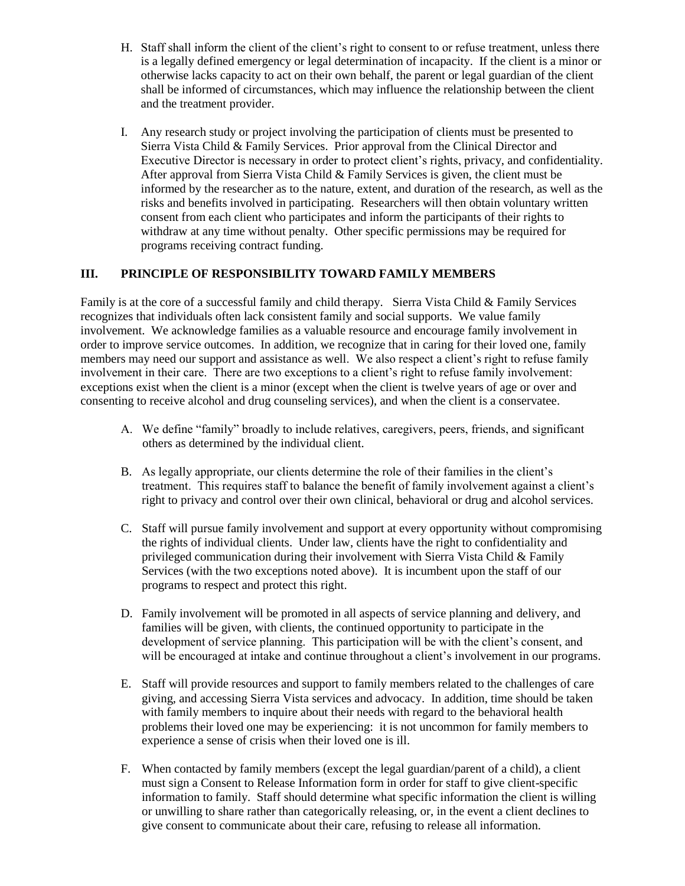H. Staff shall inform the client of the client's right to consent to or refuse treatment, unless there is a legally defined emergency or legal determination of incapacity. If the client is a minor or otherwise lacks capacity to act on their own behalf, the parent or legal guardian of the client shall be informed of circumstances, which may influence the relationship between the client and the treatment provider.

I. Any research study or project involving the participation of clients must be presented to Sierra Vista Child & Family Services. Prior approval from the Clinical Director and Executive Director is necessary in order to protect client's rights, privacy, and confidentiality. After approval from Sierra Vista Child & Family Services is given, the client must be informed by the researcher as to the nature, extent, and duration of the research, as well as the risks and benefits involved in participating. Researchers will then obtain voluntary written consent from each client who participates and inform the participants of their rights to withdraw at any time without penalty. Other specific permissions may be required for programs receiving contract funding.

## III. PRINCIPLE OF RESPONSIBILITY TOWARD FAMILY MEMBERS

Family is at the core of a successful family and child therapy. Sierra Vista Child & Family Services recognizes that individuals often lack consistent family and social supports. We value family involvement. We acknowledge families as a valuable resource and encourage family involvement in order to improve service outcomes. In addition, we recognize that in caring for their loved one, family members may need our support and assistance as well. We also respect a client's right to refuse family involvement in their care. There are two exceptions to a client's right to refuse family involvement: exceptions exist when the client is a minor (except when the client is twelve years of age or over and consenting to receive alcohol and drug counseling services), and when the client is a conservatee.

A. We define "family" broadly to include relatives, caregivers, peers, friends, and significant others as determined by the individual client.

B. As legally appropriate, our clients determine the role of their families in the client's treatment. This requires staff to balance the benefit of family involvement against a client's right to privacy and control over their own clinical, behavioral or drug and alcohol services.

C. Staff will pursue family involvement and support at every opportunity without compromising the rights of individual clients. Under law, clients have the right to confidentiality and privileged communication during their involvement with Sierra Vista Child & Family Services (with the two exceptions noted above). It is incumbent upon the staff of our programs to respect and protect this right.

D. Family involvement will be promoted in all aspects of service planning and delivery, and families will be given, with clients, the continued opportunity to participate in the development of service planning. This participation will be with the client's consent, and will be encouraged at intake and continue throughout a client's involvement in our programs.

E. Staff will provide resources and support to family members related to the challenges of care giving, and accessing Sierra Vista services and advocacy. In addition, time should be taken with family members to inquire about their needs with regard to the behavioral health problems their loved one may be experiencing: it is not uncommon for family members to experience a sense of crisis when their loved one is ill.

F. When contacted by family members (except the legal guardian/parent of a child), a client must sign a Consent to Release Information form in order for staff to give client-specific information to family. Staff should determine what specific information the client is willing or unwilling to share rather than categorically releasing, or, in the event a client declines to give consent to communicate about their care, refusing to release all information.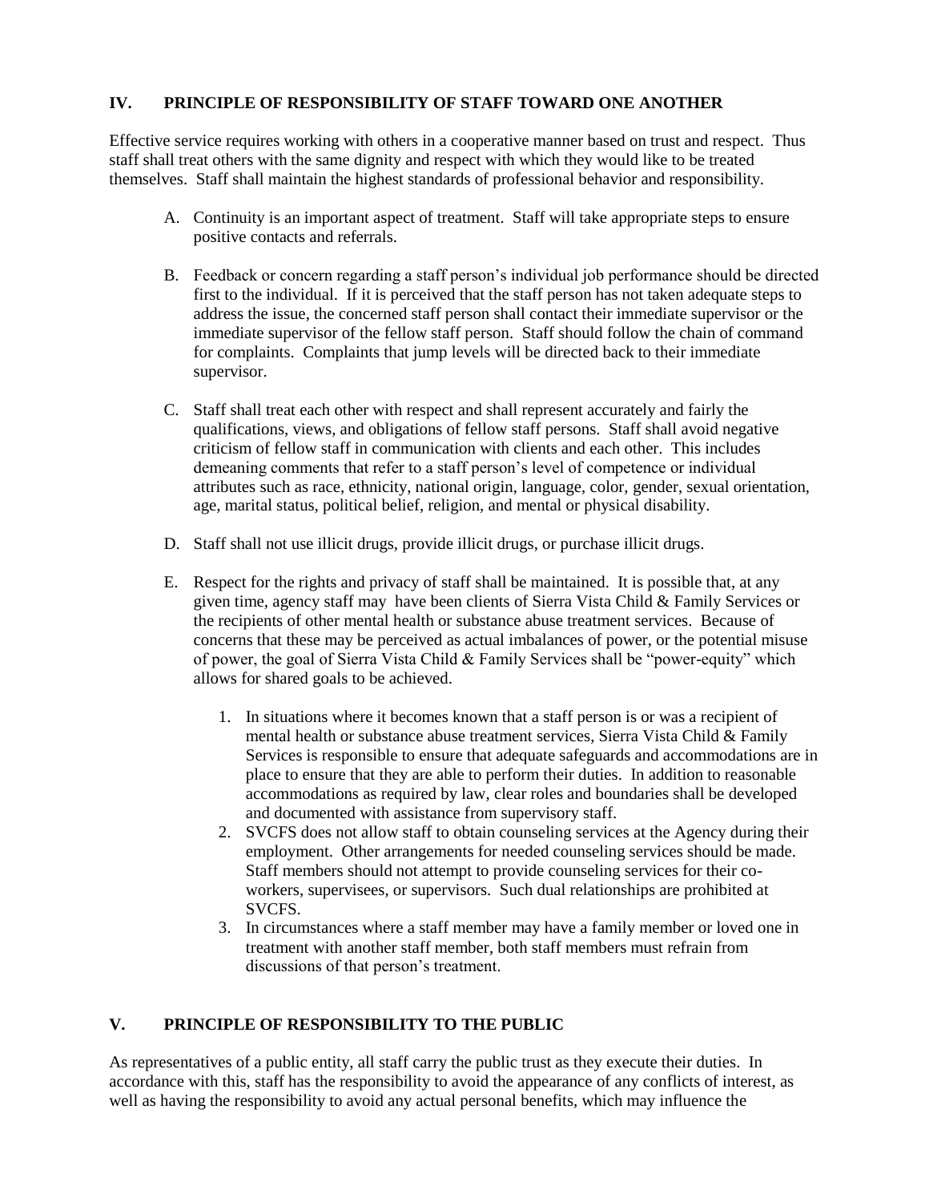## IV. PRINCIPLE OF RESPONSIBILITY OF STAFF TOWARD ONE ANOTHER

Effective service requires working with others in a cooperative manner based on trust and respect. Thus staff shall treat others with the same dignity and respect with which they would like to be treated themselves. Staff shall maintain the highest standards of professional behavior and responsibility.

A. Continuity is an important aspect of treatment. Staff will take appropriate steps to ensure positive contacts and referrals.

B. Feedback or concern regarding a staff person's individual job performance should be directed first to the individual. If it is perceived that the staff person has not taken adequate steps to address the issue, the concerned staff person shall contact their immediate supervisor or the immediate supervisor of the fellow staff person. Staff should follow the chain of command for complaints. Complaints that jump levels will be directed back to their immediate supervisor.

C. Staff shall treat each other with respect and shall represent accurately and fairly the qualifications, views, and obligations of fellow staff persons. Staff shall avoid negative criticism of fellow staff in communication with clients and each other. This includes demeaning comments that refer to a staff person's level of competence or individual attributes such as race, ethnicity, national origin, language, color, gender, sexual orientation, age, marital status, political belief, religion, and mental or physical disability.

D. Staff shall not use illicit drugs, provide illicit drugs, or purchase illicit drugs.

E. Respect for the rights and privacy of staff shall be maintained. It is possible that, at any given time, agency staff may have been clients of Sierra Vista Child & Family Services or the recipients of other mental health or substance abuse treatment services. Because of concerns that these may be perceived as actual imbalances of power, or the potential misuse of power, the goal of Sierra Vista Child & Family Services shall be "power-equity" which allows for shared goals to be achieved.

   1. In situations where it becomes known that a staff person is or was a recipient of mental health or substance abuse treatment services, Sierra Vista Child & Family Services is responsible to ensure that adequate safeguards and accommodations are in place to ensure that they are able to perform their duties. In addition to reasonable accommodations as required by law, clear roles and boundaries shall be developed and documented with assistance from supervisory staff.
   2. SVCFS does not allow staff to obtain counseling services at the Agency during their employment. Other arrangements for needed counseling services should be made. Staff members should not attempt to provide counseling services for their co-workers, supervisees, or supervisors. Such dual relationships are prohibited at SVCFS.
   3. In circumstances where a staff member may have a family member or loved one in treatment with another staff member, both staff members must refrain from discussions of that person's treatment.

## V. PRINCIPLE OF RESPONSIBILITY TO THE PUBLIC

As representatives of a public entity, all staff carry the public trust as they execute their duties. In accordance with this, staff has the responsibility to avoid the appearance of any conflicts of interest, as well as having the responsibility to avoid any actual personal benefits, which may influence the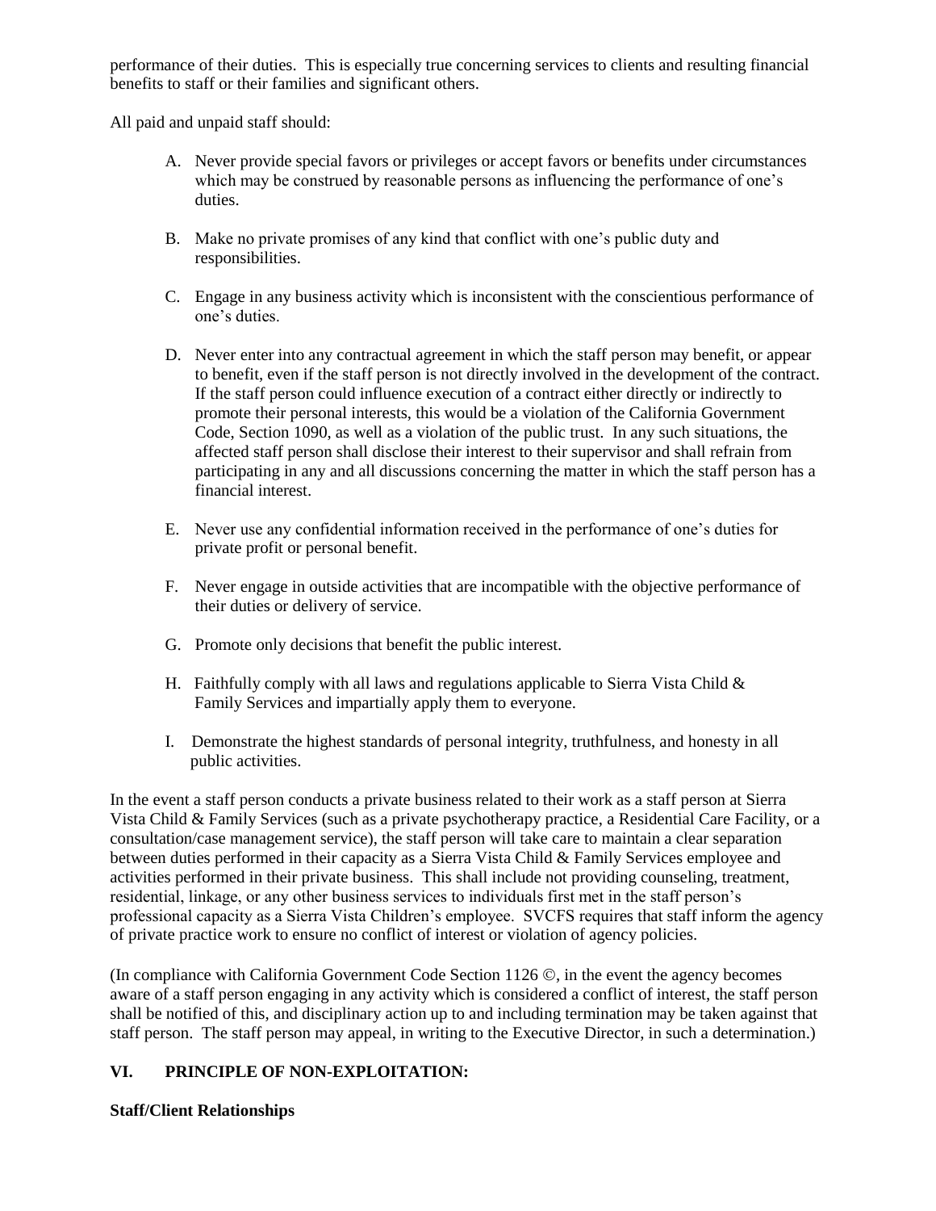performance of their duties. This is especially true concerning services to clients and resulting financial benefits to staff or their families and significant others.

All paid and unpaid staff should:

A. Never provide special favors or privileges or accept favors or benefits under circumstances which may be construed by reasonable persons as influencing the performance of one's duties.

B. Make no private promises of any kind that conflict with one's public duty and responsibilities.

C. Engage in any business activity which is inconsistent with the conscientious performance of one's duties.

D. Never enter into any contractual agreement in which the staff person may benefit, or appear to benefit, even if the staff person is not directly involved in the development of the contract. If the staff person could influence execution of a contract either directly or indirectly to promote their personal interests, this would be a violation of the California Government Code, Section 1090, as well as a violation of the public trust. In any such situations, the affected staff person shall disclose their interest to their supervisor and shall refrain from participating in any and all discussions concerning the matter in which the staff person has a financial interest.

E. Never use any confidential information received in the performance of one's duties for private profit or personal benefit.

F. Never engage in outside activities that are incompatible with the objective performance of their duties or delivery of service.

G. Promote only decisions that benefit the public interest.

H. Faithfully comply with all laws and regulations applicable to Sierra Vista Child & Family Services and impartially apply them to everyone.

I. Demonstrate the highest standards of personal integrity, truthfulness, and honesty in all public activities.

In the event a staff person conducts a private business related to their work as a staff person at Sierra Vista Child & Family Services (such as a private psychotherapy practice, a Residential Care Facility, or a consultation/case management service), the staff person will take care to maintain a clear separation between duties performed in their capacity as a Sierra Vista Child & Family Services employee and activities performed in their private business. This shall include not providing counseling, treatment, residential, linkage, or any other business services to individuals first met in the staff person's professional capacity as a Sierra Vista Children's employee. SVCFS requires that staff inform the agency of private practice work to ensure no conflict of interest or violation of agency policies.

(In compliance with California Government Code Section 1126 ©, in the event the agency becomes aware of a staff person engaging in any activity which is considered a conflict of interest, the staff person shall be notified of this, and disciplinary action up to and including termination may be taken against that staff person. The staff person may appeal, in writing to the Executive Director, in such a determination.)

## VI. PRINCIPLE OF NON-EXPLOITATION:

**Staff/Client Relationships**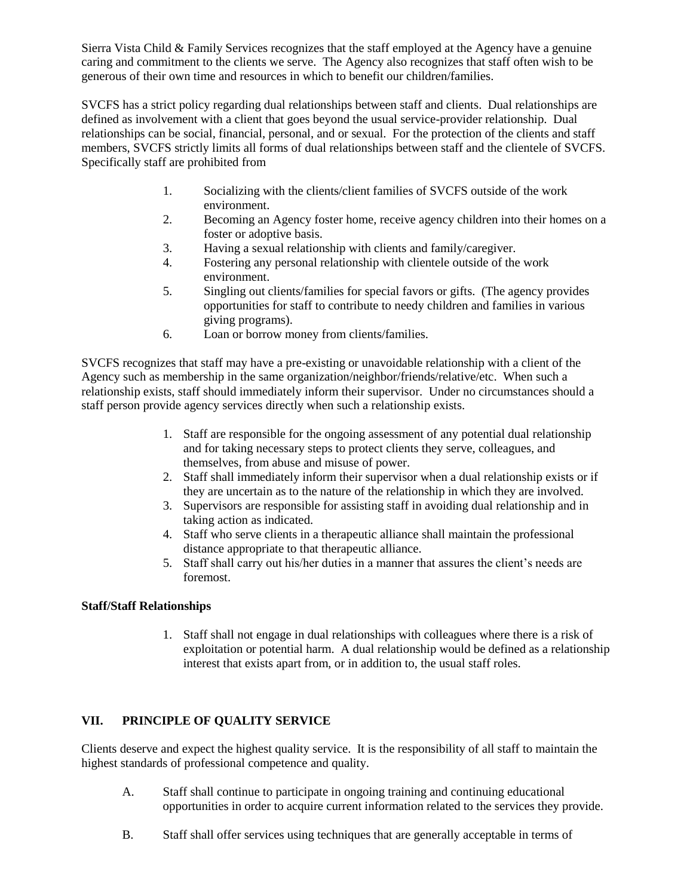Sierra Vista Child & Family Services recognizes that the staff employed at the Agency have a genuine caring and commitment to the clients we serve. The Agency also recognizes that staff often wish to be generous of their own time and resources in which to benefit our children/families.

SVCFS has a strict policy regarding dual relationships between staff and clients. Dual relationships are defined as involvement with a client that goes beyond the usual service-provider relationship. Dual relationships can be social, financial, personal, and or sexual. For the protection of the clients and staff members, SVCFS strictly limits all forms of dual relationships between staff and the clientele of SVCFS. Specifically staff are prohibited from

1. Socializing with the clients/client families of SVCFS outside of the work environment.
2. Becoming an Agency foster home, receive agency children into their homes on a foster or adoptive basis.
3. Having a sexual relationship with clients and family/caregiver.
4. Fostering any personal relationship with clientele outside of the work environment.
5. Singling out clients/families for special favors or gifts. (The agency provides opportunities for staff to contribute to needy children and families in various giving programs).
6. Loan or borrow money from clients/families.

SVCFS recognizes that staff may have a pre-existing or unavoidable relationship with a client of the Agency such as membership in the same organization/neighbor/friends/relative/etc. When such a relationship exists, staff should immediately inform their supervisor. Under no circumstances should a staff person provide agency services directly when such a relationship exists.

1. Staff are responsible for the ongoing assessment of any potential dual relationship and for taking necessary steps to protect clients they serve, colleagues, and themselves, from abuse and misuse of power.
2. Staff shall immediately inform their supervisor when a dual relationship exists or if they are uncertain as to the nature of the relationship in which they are involved.
3. Supervisors are responsible for assisting staff in avoiding dual relationship and in taking action as indicated.
4. Staff who serve clients in a therapeutic alliance shall maintain the professional distance appropriate to that therapeutic alliance.
5. Staff shall carry out his/her duties in a manner that assures the client's needs are foremost.

**Staff/Staff Relationships**

1. Staff shall not engage in dual relationships with colleagues where there is a risk of exploitation or potential harm. A dual relationship would be defined as a relationship interest that exists apart from, or in addition to, the usual staff roles.

## VII. PRINCIPLE OF QUALITY SERVICE

Clients deserve and expect the highest quality service. It is the responsibility of all staff to maintain the highest standards of professional competence and quality.

A. Staff shall continue to participate in ongoing training and continuing educational opportunities in order to acquire current information related to the services they provide.

B. Staff shall offer services using techniques that are generally acceptable in terms of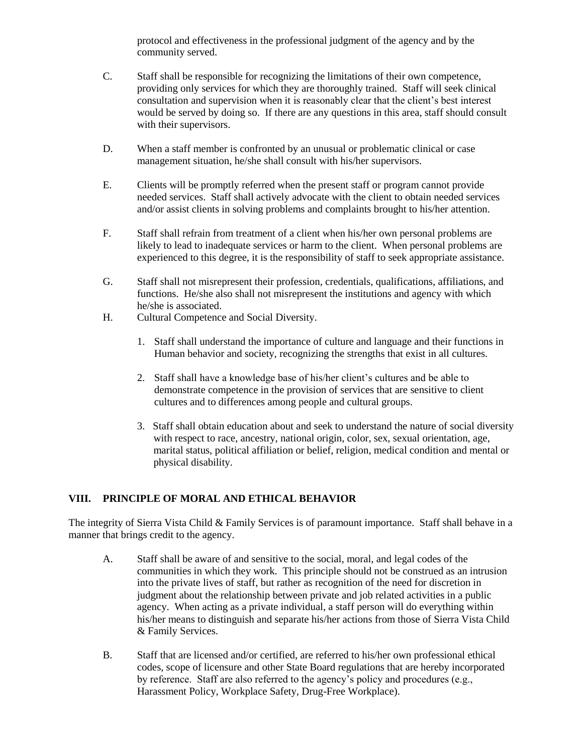protocol and effectiveness in the professional judgment of the agency and by the community served.

C. Staff shall be responsible for recognizing the limitations of their own competence, providing only services for which they are thoroughly trained. Staff will seek clinical consultation and supervision when it is reasonably clear that the client's best interest would be served by doing so. If there are any questions in this area, staff should consult with their supervisors.

D. When a staff member is confronted by an unusual or problematic clinical or case management situation, he/she shall consult with his/her supervisors.

E. Clients will be promptly referred when the present staff or program cannot provide needed services. Staff shall actively advocate with the client to obtain needed services and/or assist clients in solving problems and complaints brought to his/her attention.

F. Staff shall refrain from treatment of a client when his/her own personal problems are likely to lead to inadequate services or harm to the client. When personal problems are experienced to this degree, it is the responsibility of staff to seek appropriate assistance.

G. Staff shall not misrepresent their profession, credentials, qualifications, affiliations, and functions. He/she also shall not misrepresent the institutions and agency with which he/she is associated.

H. Cultural Competence and Social Diversity.

1. Staff shall understand the importance of culture and language and their functions in Human behavior and society, recognizing the strengths that exist in all cultures.

2. Staff shall have a knowledge base of his/her client's cultures and be able to demonstrate competence in the provision of services that are sensitive to client cultures and to differences among people and cultural groups.

3. Staff shall obtain education about and seek to understand the nature of social diversity with respect to race, ancestry, national origin, color, sex, sexual orientation, age, marital status, political affiliation or belief, religion, medical condition and mental or physical disability.

## VIII. PRINCIPLE OF MORAL AND ETHICAL BEHAVIOR

The integrity of Sierra Vista Child & Family Services is of paramount importance. Staff shall behave in a manner that brings credit to the agency.

A. Staff shall be aware of and sensitive to the social, moral, and legal codes of the communities in which they work. This principle should not be construed as an intrusion into the private lives of staff, but rather as recognition of the need for discretion in judgment about the relationship between private and job related activities in a public agency. When acting as a private individual, a staff person will do everything within his/her means to distinguish and separate his/her actions from those of Sierra Vista Child & Family Services.

B. Staff that are licensed and/or certified, are referred to his/her own professional ethical codes, scope of licensure and other State Board regulations that are hereby incorporated by reference. Staff are also referred to the agency's policy and procedures (e.g., Harassment Policy, Workplace Safety, Drug-Free Workplace).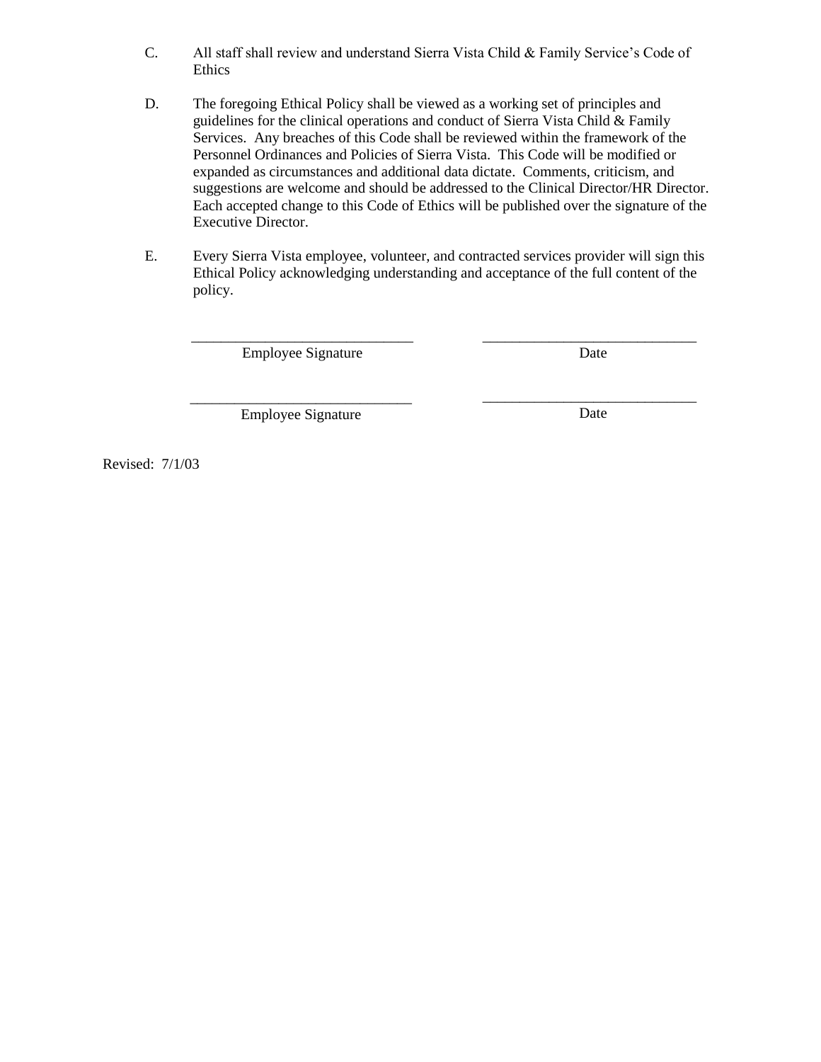C. All staff shall review and understand Sierra Vista Child & Family Service's Code of Ethics

D. The foregoing Ethical Policy shall be viewed as a working set of principles and guidelines for the clinical operations and conduct of Sierra Vista Child & Family Services. Any breaches of this Code shall be reviewed within the framework of the Personnel Ordinances and Policies of Sierra Vista. This Code will be modified or expanded as circumstances and additional data dictate. Comments, criticism, and suggestions are welcome and should be addressed to the Clinical Director/HR Director. Each accepted change to this Code of Ethics will be published over the signature of the Executive Director.

E. Every Sierra Vista employee, volunteer, and contracted services provider will sign this Ethical Policy acknowledging understanding and acceptance of the full content of the policy.

| | |
|---|---|
| ______________________________ | ______________________________ |
| Employee Signature | Date |
| ______________________________ | ______________________________ |
| Employee Signature | Date |

Revised: 7/1/03